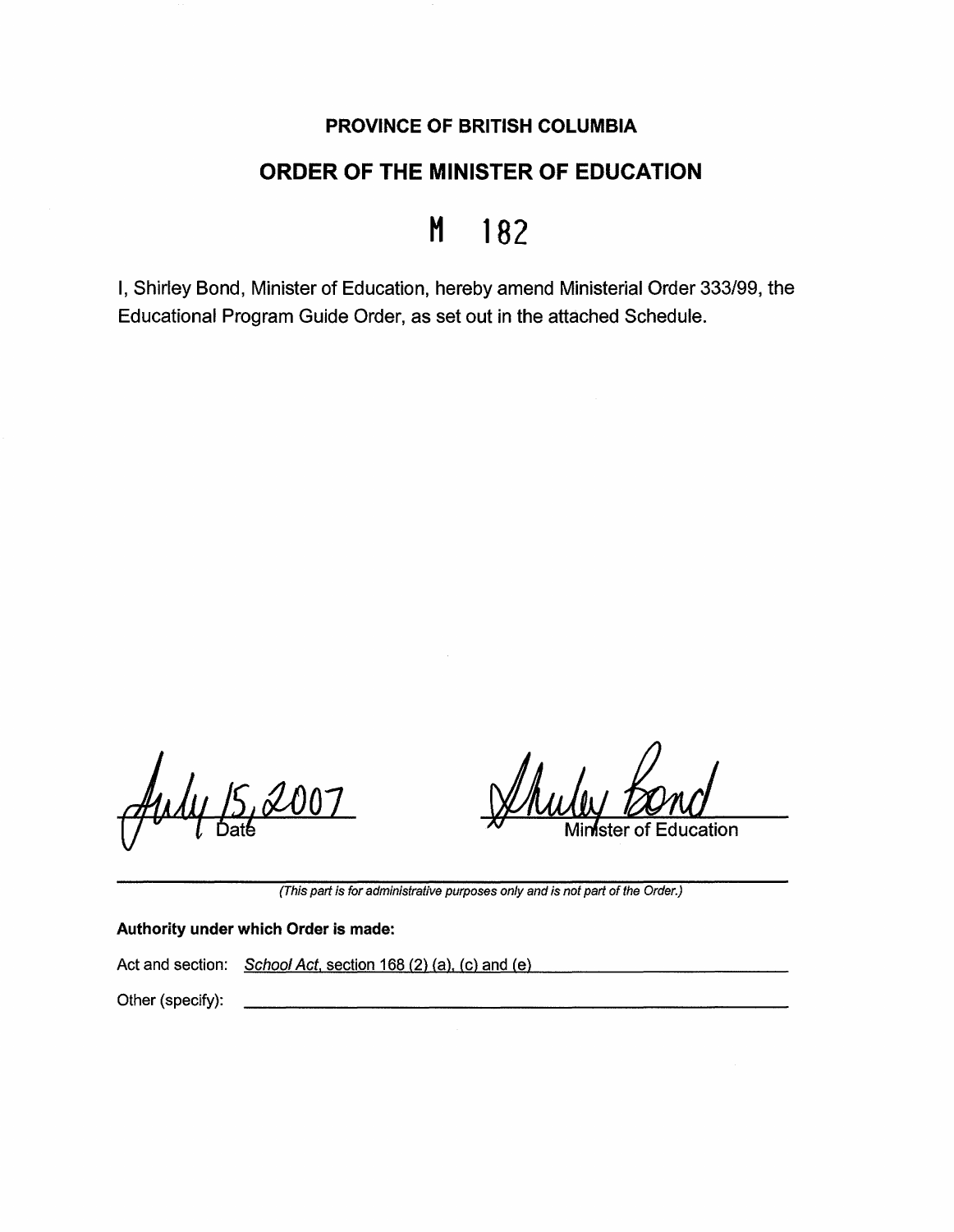**PROVINCE OF BRITISH COLUMBIA**

# ORDER OF THE MINISTER OF EDUCATION

## M 182

I, Shirley Bond, Minister of Education, hereby amend Ministerial Order 333/99, the Educational Program Guide Order, as set out in the attached Schedule.

July 15, 2007
Date

Shirley Bond
Minister of Education

*(This part is for administrative purposes only and is not part of the Order.)*

**Authority under which Order is made:**

Act and section: *School Act*, section 168 (2) (a), (c) and (e)

Other (specify):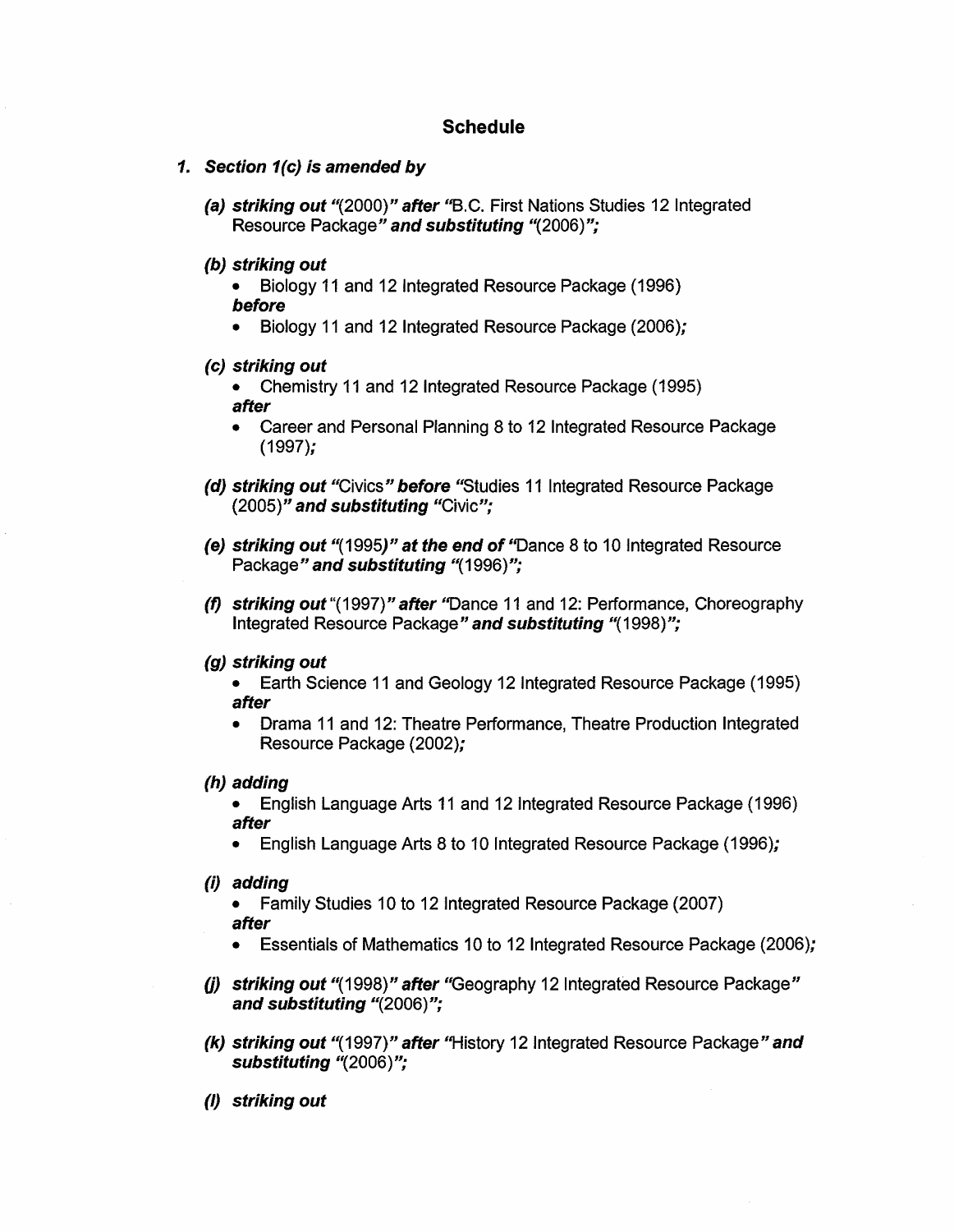## Schedule

1. ***Section 1(c) is amended by***

   ***(a) striking out*** "(2000)" ***after*** "B.C. First Nations Studies 12 Integrated Resource Package" ***and substituting*** "(2006)"***;***

   ***(b) striking out***
   - Biology 11 and 12 Integrated Resource Package (1996)

   ***before***
   - Biology 11 and 12 Integrated Resource Package (2006)***;***

   ***(c) striking out***
   - Chemistry 11 and 12 Integrated Resource Package (1995)

   ***after***
   - Career and Personal Planning 8 to 12 Integrated Resource Package (1997)***;***

   ***(d) striking out*** "Civics" ***before*** "Studies 11 Integrated Resource Package (2005)" ***and substituting*** "Civic"***;***

   ***(e) striking out*** "(1995)" ***at the end of*** "Dance 8 to 10 Integrated Resource Package" ***and substituting*** "(1996)"***;***

   ***(f) striking out*** "(1997)" ***after*** "Dance 11 and 12: Performance, Choreography Integrated Resource Package" ***and substituting*** "(1998)"***;***

   ***(g) striking out***
   - Earth Science 11 and Geology 12 Integrated Resource Package (1995)

   ***after***
   - Drama 11 and 12: Theatre Performance, Theatre Production Integrated Resource Package (2002)***;***

   ***(h) adding***
   - English Language Arts 11 and 12 Integrated Resource Package (1996)

   ***after***
   - English Language Arts 8 to 10 Integrated Resource Package (1996)***;***

   ***(i) adding***
   - Family Studies 10 to 12 Integrated Resource Package (2007)

   ***after***
   - Essentials of Mathematics 10 to 12 Integrated Resource Package (2006)***;***

   ***(j) striking out*** "(1998)" ***after*** "Geography 12 Integrated Resource Package" ***and substituting*** "(2006)"***;***

   ***(k) striking out*** "(1997)" ***after*** "History 12 Integrated Resource Package" ***and substituting*** "(2006)"***;***

   ***(l) striking out***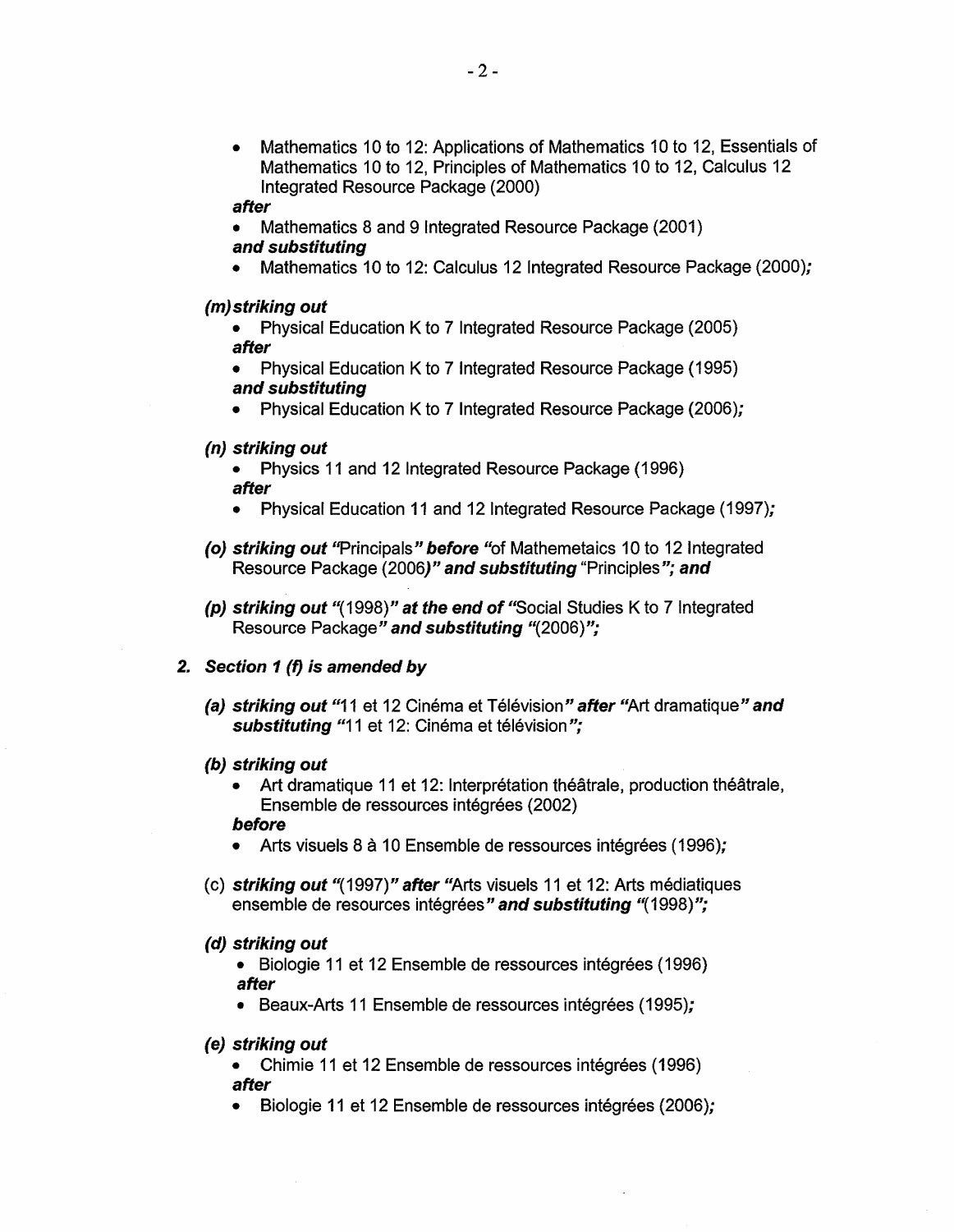- Mathematics 10 to 12: Applications of Mathematics 10 to 12, Essentials of Mathematics 10 to 12, Principles of Mathematics 10 to 12, Calculus 12 Integrated Resource Package (2000)

***after***

- Mathematics 8 and 9 Integrated Resource Package (2001)

***and substituting***

- Mathematics 10 to 12: Calculus 12 Integrated Resource Package (2000)***;***

***(m) striking out***

- Physical Education K to 7 Integrated Resource Package (2005)

***after***

- Physical Education K to 7 Integrated Resource Package (1995)

***and substituting***

- Physical Education K to 7 Integrated Resource Package (2006)***;***

***(n) striking out***

- Physics 11 and 12 Integrated Resource Package (1996)

***after***

- Physical Education 11 and 12 Integrated Resource Package (1997)***;***

***(o) striking out*** "Principals***" before*** "of Mathemetaics 10 to 12 Integrated Resource Package (2006)***" and substituting*** "Principles***"; and***

***(p) striking out*** "(1998)***" at the end of*** "Social Studies K to 7 Integrated Resource Package***" and substituting*** "(2006)***";***

***2. Section 1 (f) is amended by***

***(a) striking out*** "11 et 12 Cinéma et Télévision***" after*** "Art dramatique***" and substituting*** "11 et 12: Cinéma et télévision***";***

***(b) striking out***

- Art dramatique 11 et 12: Interprétation théâtrale, production théâtrale, Ensemble de ressources intégrées (2002)

***before***

- Arts visuels 8 à 10 Ensemble de ressources intégrées (1996)***;***

(c) ***striking out*** "(1997)***" after*** "Arts visuels 11 et 12: Arts médiatiques ensemble de resources intégrées***" and substituting*** "(1998)***";***

***(d) striking out***

- Biologie 11 et 12 Ensemble de ressources intégrées (1996)

***after***

- Beaux-Arts 11 Ensemble de ressources intégrées (1995)***;***

***(e) striking out***

- Chimie 11 et 12 Ensemble de ressources intégrées (1996)

***after***

- Biologie 11 et 12 Ensemble de ressources intégrées (2006)***;***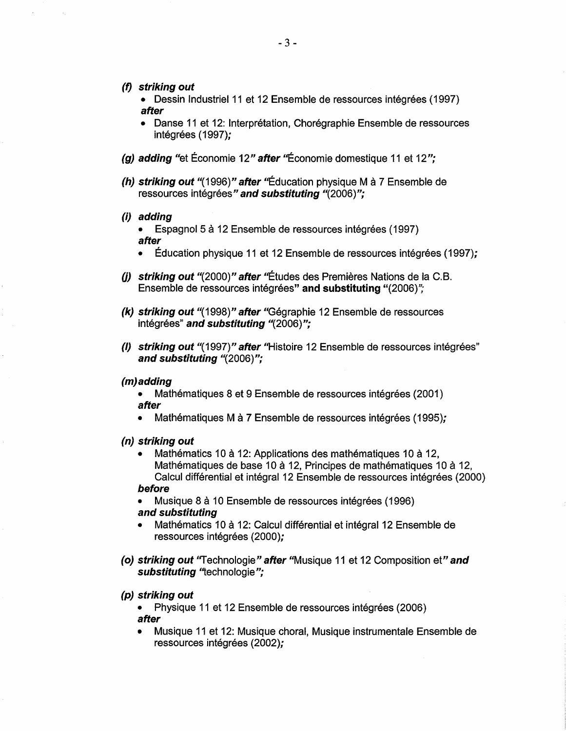***(f) striking out***

- Dessin Industriel 11 et 12 Ensemble de ressources intégrées (1997)

***after***

- Danse 11 et 12: Interprétation, Chorégraphie Ensemble de ressources intégrées (1997)***;***

***(g) adding*** "et Économie 12***" after*** "Économie domestique 11 et 12***";***

***(h) striking out*** "(1996)***" after*** "Éducation physique M à 7 Ensemble de ressources intégrées***" and substituting*** "(2006)***";***

***(i) adding***

- Espagnol 5 à 12 Ensemble de ressources intégrées (1997)

***after***

- Éducation physique 11 et 12 Ensemble de ressources intégrées (1997)***;***

***(j) striking out*** "(2000)***" after*** "Études des Premières Nations de la C.B. Ensemble de ressources intégrées" **and substituting** "(2006)";

***(k) striking out*** "(1998)***" after*** "Gégraphie 12 Ensemble de ressources intégrées" ***and substituting*** "(2006)***";***

***(l) striking out*** "(1997)***" after*** "Histoire 12 Ensemble de ressources intégrées" ***and substituting*** "(2006)***";***

***(m) adding***

- Mathématiques 8 et 9 Ensemble de ressources intégrées (2001)

***after***

- Mathématiques M à 7 Ensemble de ressources intégrées (1995)***;***

***(n) striking out***

- Mathématics 10 à 12: Applications des mathématiques 10 à 12, Mathématiques de base 10 à 12, Principes de mathématiques 10 à 12, Calcul différential et intégral 12 Ensemble de ressources intégrées (2000)

***before***

- Musique 8 à 10 Ensemble de ressources intégrées (1996)

***and substituting***

- Mathématics 10 à 12: Calcul différential et intégral 12 Ensemble de ressources intégrées (2000)***;***

***(o) striking out*** "Technologie***" after*** "Musique 11 et 12 Composition et***" and substituting*** "technologie***";***

***(p) striking out***

- Physique 11 et 12 Ensemble de ressources intégrées (2006)

***after***

- Musique 11 et 12: Musique choral, Musique instrumentale Ensemble de ressources intégrées (2002)***;***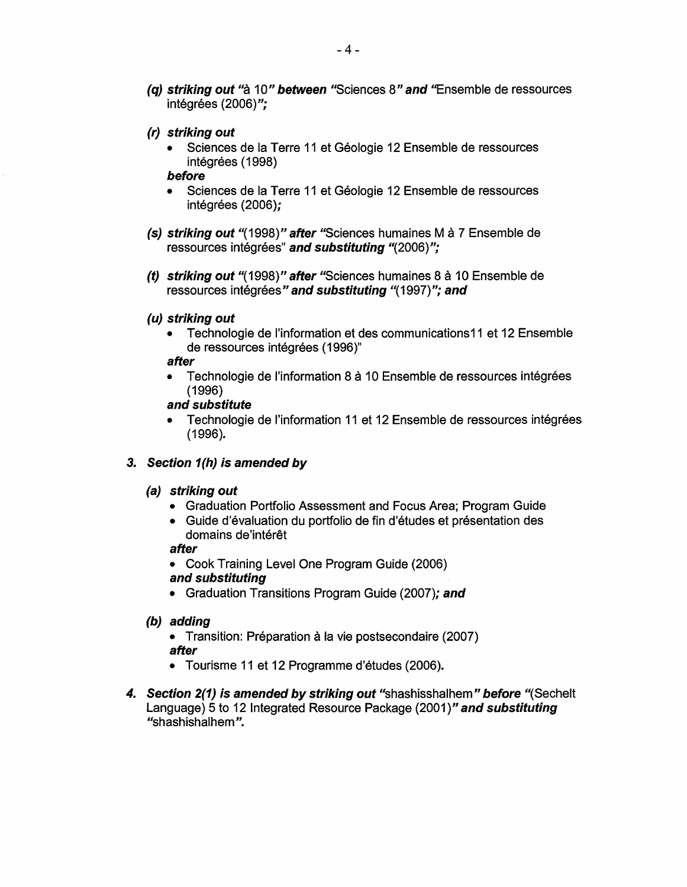**(q) striking out** "à 10" **between** "Sciences 8" **and** "Ensemble de ressources intégrées (2006)";

**(r) striking out**

- Sciences de la Terre 11 et Géologie 12 Ensemble de ressources intégrées (1998)

**before**

- Sciences de la Terre 11 et Géologie 12 Ensemble de ressources intégrées (2006)**;**

**(s) striking out** "(1998)" **after** "Sciences humaines M à 7 Ensemble de ressources intégrées" **and substituting** "(2006)";

**(t) striking out** "(1998)" **after** "Sciences humaines 8 à 10 Ensemble de ressources intégrées" **and substituting** "(1997)"**; and**

**(u) striking out**

- Technologie de l'information et des communications11 et 12 Ensemble de ressources intégrées (1996)"

**after**

- Technologie de l'information 8 à 10 Ensemble de ressources intégrées (1996)

**and substitute**

- Technologie de l'information 11 et 12 Ensemble de ressources intégrées (1996)**.**

**3. Section 1(h) is amended by**

**(a) striking out**

- Graduation Portfolio Assessment and Focus Area; Program Guide
- Guide d'évaluation du portfolio de fin d'études et présentation des domains de'intérêt

**after**

- Cook Training Level One Program Guide (2006)

**and substituting**

- Graduation Transitions Program Guide (2007)**; and**

**(b) adding**

- Transition: Préparation à la vie postsecondaire (2007)

**after**

- Tourisme 11 et 12 Programme d'études (2006)**.**

**4. Section 2(1) is amended by striking out** "shashisshalhem" **before** "(Sechelt Language) 5 to 12 Integrated Resource Package (2001)" **and substituting** "shashishalhem"**.**